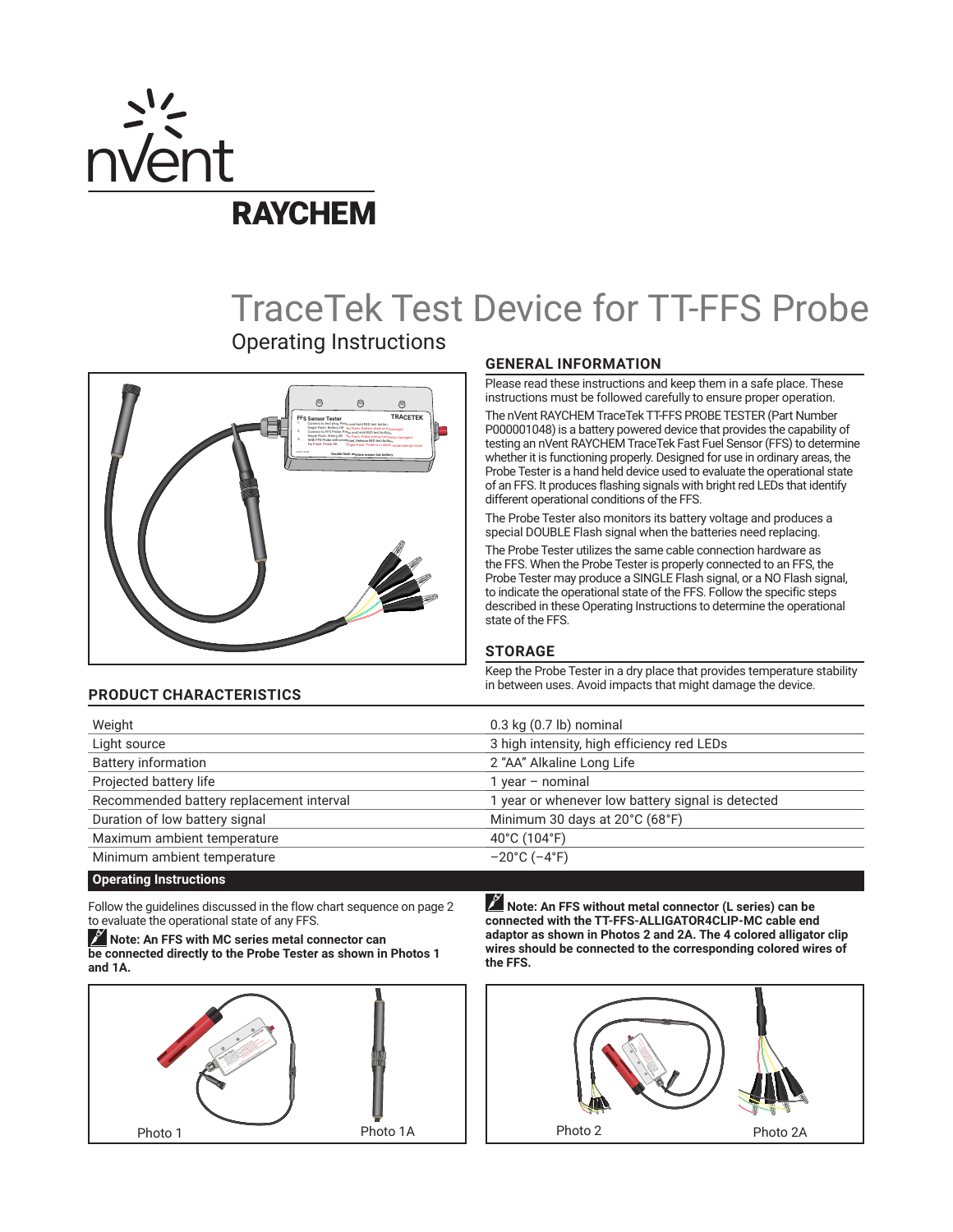# TraceTek Test Device for TT-FFS Probe

## Operating Instructions

### GENERAL INFORMATION

Please read these instructions and keep them in a safe place. These instructions must be followed carefully to ensure proper operation.

The nVent RAYCHEM TraceTek TT-FFS PROBE TESTER (Part Number P000001048) is a battery powered device that provides the capability of testing an nVent RAYCHEM TraceTek Fast Fuel Sensor (FFS) to determine whether it is functioning properly. Designed for use in ordinary areas, the Probe Tester is a hand held device used to evaluate the operational state of an FFS. It produces flashing signals with bright red LEDs that identify different operational conditions of the FFS.

The Probe Tester also monitors its battery voltage and produces a special DOUBLE Flash signal when the batteries need replacing.

The Probe Tester utilizes the same cable connection hardware as the FFS. When the Probe Tester is properly connected to an FFS, the Probe Tester may produce a SINGLE Flash signal, or a NO Flash signal, to indicate the operational state of the FFS. Follow the specific steps described in these Operating Instructions to determine the operational state of the FFS.

### STORAGE

Keep the Probe Tester in a dry place that provides temperature stability in between uses. Avoid impacts that might damage the device.

### PRODUCT CHARACTERISTICS

| | |
|---|---|
| Weight | 0.3 kg (0.7 lb) nominal |
| Light source | 3 high intensity, high efficiency red LEDs |
| Battery information | 2 “AA” Alkaline Long Life |
| Projected battery life | 1 year – nominal |
| Recommended battery replacement interval | 1 year or whenever low battery signal is detected |
| Duration of low battery signal | Minimum 30 days at 20°C (68°F) |
| Maximum ambient temperature | 40°C (104°F) |
| Minimum ambient temperature | –20°C (–4°F) |

### Operating Instructions

Follow the guidelines discussed in the flow chart sequence on page 2 to evaluate the operational state of any FFS.

**Note: An FFS with MC series metal connector can be connected directly to the Probe Tester as shown in Photos 1 and 1A.**

Photo 1 Photo 1A

**Note: An FFS without metal connector (L series) can be connected with the TT-FFS-ALLIGATOR4CLIP-MC cable end adaptor as shown in Photos 2 and 2A. The 4 colored alligator clip wires should be connected to the corresponding colored wires of the FFS.**

Photo 2 Photo 2A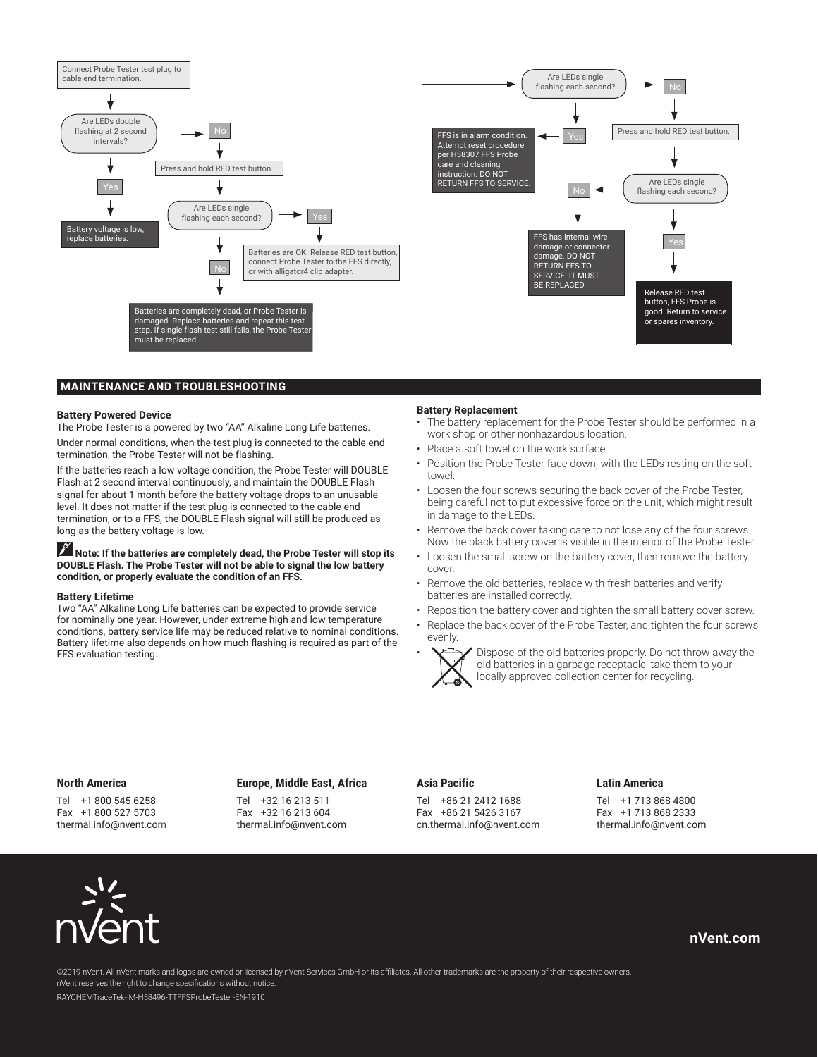Connect Probe Tester test plug to cable end termination.

Are LEDs double flashing at 2 second intervals?

Yes

Battery voltage is low, replace batteries.

No

Press and hold RED test button.

Are LEDs single flashing each second?

Yes

Batteries are OK. Release RED test button, connect Probe Tester to the FFS directly, or with alligator4 clip adapter.

No

Batteries are completely dead, or Probe Tester is damaged. Replace batteries and repeat this test step. If single flash test still fails, the Probe Tester must be replaced.

Are LEDs single flashing each second?

Yes

FFS is in alarm condition. Attempt reset procedure per H58307 FFS Probe care and cleaning instruction. DO NOT RETURN FFS TO SERVICE.

No

Press and hold RED test button.

Are LEDs single flashing each second?

No

FFS has internal wire damage or connector damage. DO NOT RETURN FFS TO SERVICE. IT MUST BE REPLACED.

Yes

Release RED test button, FFS Probe is good. Return to service or spares inventory.

## MAINTENANCE AND TROUBLESHOOTING

### Battery Powered Device

The Probe Tester is a powered by two "AA" Alkaline Long Life batteries.

Under normal conditions, when the test plug is connected to the cable end termination, the Probe Tester will not be flashing.

If the batteries reach a low voltage condition, the Probe Tester will DOUBLE Flash at 2 second interval continuously, and maintain the DOUBLE Flash signal for about 1 month before the battery voltage drops to an unusable level. It does not matter if the test plug is connected to the cable end termination, or to a FFS, the DOUBLE Flash signal will still be produced as long as the battery voltage is low.

**Note: If the batteries are completely dead, the Probe Tester will stop its DOUBLE Flash. The Probe Tester will not be able to signal the low battery condition, or properly evaluate the condition of an FFS.**

### Battery Lifetime

Two "AA" Alkaline Long Life batteries can be expected to provide service for nominally one year. However, under extreme high and low temperature conditions, battery service life may be reduced relative to nominal conditions. Battery lifetime also depends on how much flashing is required as part of the FFS evaluation testing.

### Battery Replacement

- The battery replacement for the Probe Tester should be performed in a work shop or other nonhazardous location.
- Place a soft towel on the work surface.
- Position the Probe Tester face down, with the LEDs resting on the soft towel.
- Loosen the four screws securing the back cover of the Probe Tester, being careful not to put excessive force on the unit, which might result in damage to the LEDs.
- Remove the back cover taking care to not lose any of the four screws. Now the black battery cover is visible in the interior of the Probe Tester.
- Loosen the small screw on the battery cover, then remove the battery cover.
- Remove the old batteries, replace with fresh batteries and verify batteries are installed correctly.
- Reposition the battery cover and tighten the small battery cover screw.
- Replace the back cover of the Probe Tester, and tighten the four screws evenly.
- Dispose of the old batteries properly. Do not throw away the old batteries in a garbage receptacle; take them to your locally approved collection center for recycling.

**North America**
Tel +1 800 545 6258
Fax +1 800 527 5703
thermal.info@nvent.com

**Europe, Middle East, Africa**
Tel +32 16 213 511
Fax +32 16 213 604
thermal.info@nvent.com

**Asia Pacific**
Tel +86 21 2412 1688
Fax +86 21 5426 3167
cn.thermal.info@nvent.com

**Latin America**
Tel +1 713 868 4800
Fax +1 713 868 2333
thermal.info@nvent.com

nVent.com

©2019 nVent. All nVent marks and logos are owned or licensed by nVent Services GmbH or its affiliates. All other trademarks are the property of their respective owners. nVent reserves the right to change specifications without notice.

RAYCHEMTraceTek-IM-H58496-TTFFSProbeTester-EN-1910